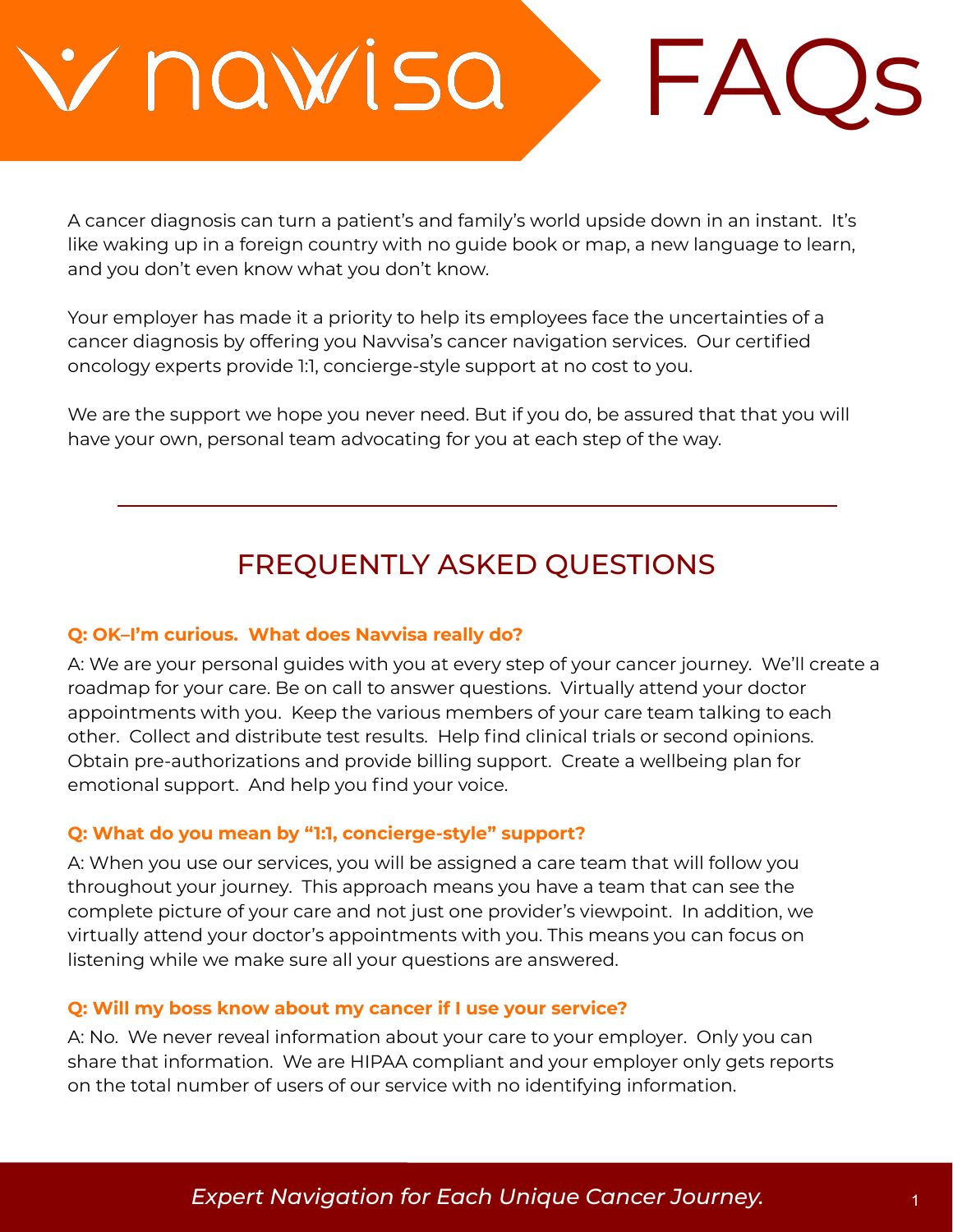# navvisa FAQs

A cancer diagnosis can turn a patient's and family's world upside down in an instant. It's like waking up in a foreign country with no guide book or map, a new language to learn, and you don't even know what you don't know.

Your employer has made it a priority to help its employees face the uncertainties of a cancer diagnosis by offering you Navvisa's cancer navigation services. Our certified oncology experts provide 1:1, concierge-style support at no cost to you.

We are the support we hope you never need. But if you do, be assured that that you will have your own, personal team advocating for you at each step of the way.

---

## FREQUENTLY ASKED QUESTIONS

**Q: OK–I'm curious. What does Navvisa really do?**

A: We are your personal guides with you at every step of your cancer journey. We'll create a roadmap for your care. Be on call to answer questions. Virtually attend your doctor appointments with you. Keep the various members of your care team talking to each other. Collect and distribute test results. Help find clinical trials or second opinions. Obtain pre-authorizations and provide billing support. Create a wellbeing plan for emotional support. And help you find your voice.

**Q: What do you mean by "1:1, concierge-style" support?**

A: When you use our services, you will be assigned a care team that will follow you throughout your journey. This approach means you have a team that can see the complete picture of your care and not just one provider's viewpoint. In addition, we virtually attend your doctor's appointments with you. This means you can focus on listening while we make sure all your questions are answered.

**Q: Will my boss know about my cancer if I use your service?**

A: No. We never reveal information about your care to your employer. Only you can share that information. We are HIPAA compliant and your employer only gets reports on the total number of users of our service with no identifying information.

*Expert Navigation for Each Unique Cancer Journey.*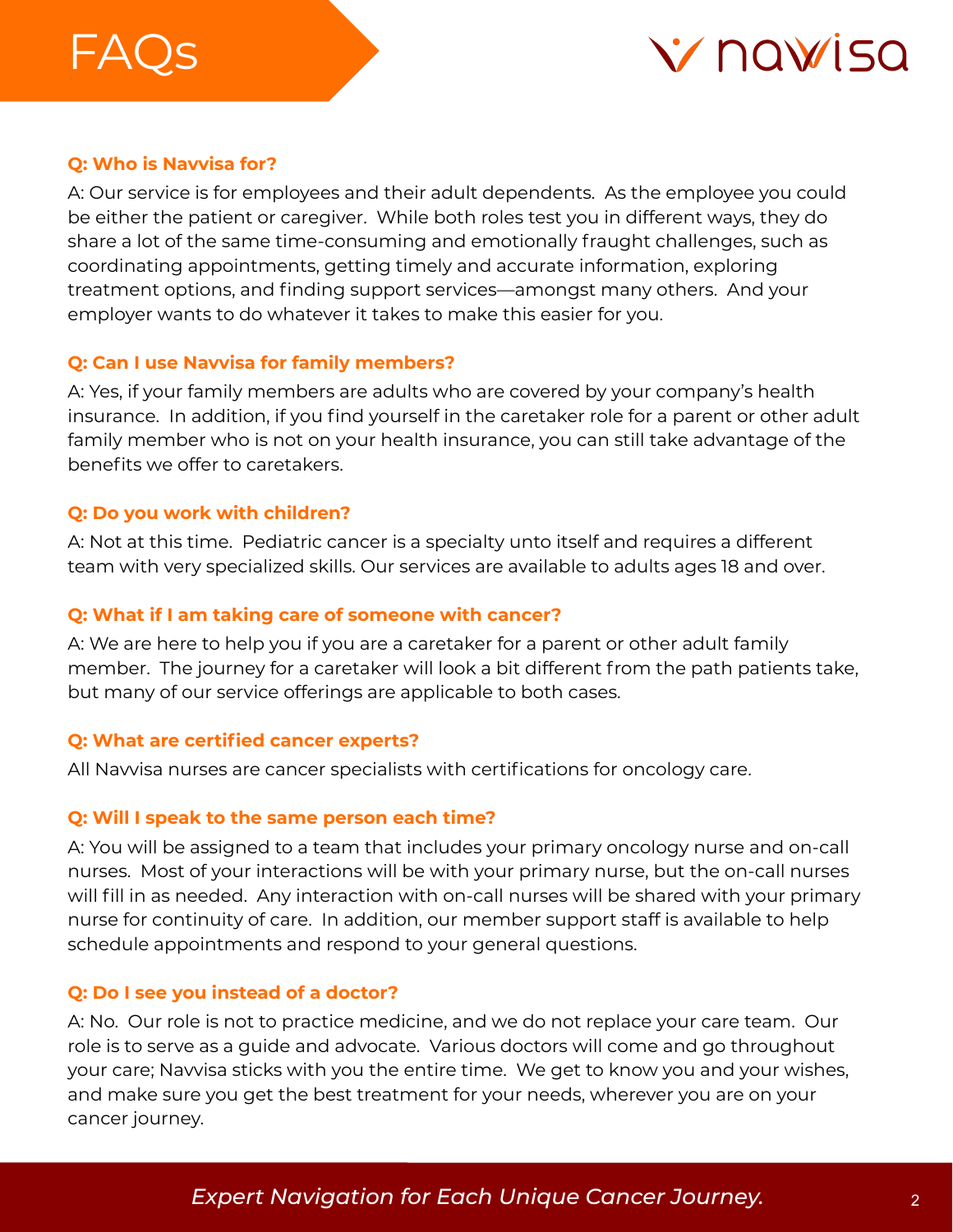# FAQs

**Q: Who is Navvisa for?**

A: Our service is for employees and their adult dependents. As the employee you could be either the patient or caregiver. While both roles test you in different ways, they do share a lot of the same time-consuming and emotionally fraught challenges, such as coordinating appointments, getting timely and accurate information, exploring treatment options, and finding support services—amongst many others. And your employer wants to do whatever it takes to make this easier for you.

**Q: Can I use Navvisa for family members?**

A: Yes, if your family members are adults who are covered by your company's health insurance. In addition, if you find yourself in the caretaker role for a parent or other adult family member who is not on your health insurance, you can still take advantage of the benefits we offer to caretakers.

**Q: Do you work with children?**

A: Not at this time. Pediatric cancer is a specialty unto itself and requires a different team with very specialized skills. Our services are available to adults ages 18 and over.

**Q: What if I am taking care of someone with cancer?**

A: We are here to help you if you are a caretaker for a parent or other adult family member. The journey for a caretaker will look a bit different from the path patients take, but many of our service offerings are applicable to both cases.

**Q: What are certified cancer experts?**

All Navvisa nurses are cancer specialists with certifications for oncology care.

**Q: Will I speak to the same person each time?**

A: You will be assigned to a team that includes your primary oncology nurse and on-call nurses. Most of your interactions will be with your primary nurse, but the on-call nurses will fill in as needed. Any interaction with on-call nurses will be shared with your primary nurse for continuity of care. In addition, our member support staff is available to help schedule appointments and respond to your general questions.

**Q: Do I see you instead of a doctor?**

A: No. Our role is not to practice medicine, and we do not replace your care team. Our role is to serve as a guide and advocate. Various doctors will come and go throughout your care; Navvisa sticks with you the entire time. We get to know you and your wishes, and make sure you get the best treatment for your needs, wherever you are on your cancer journey.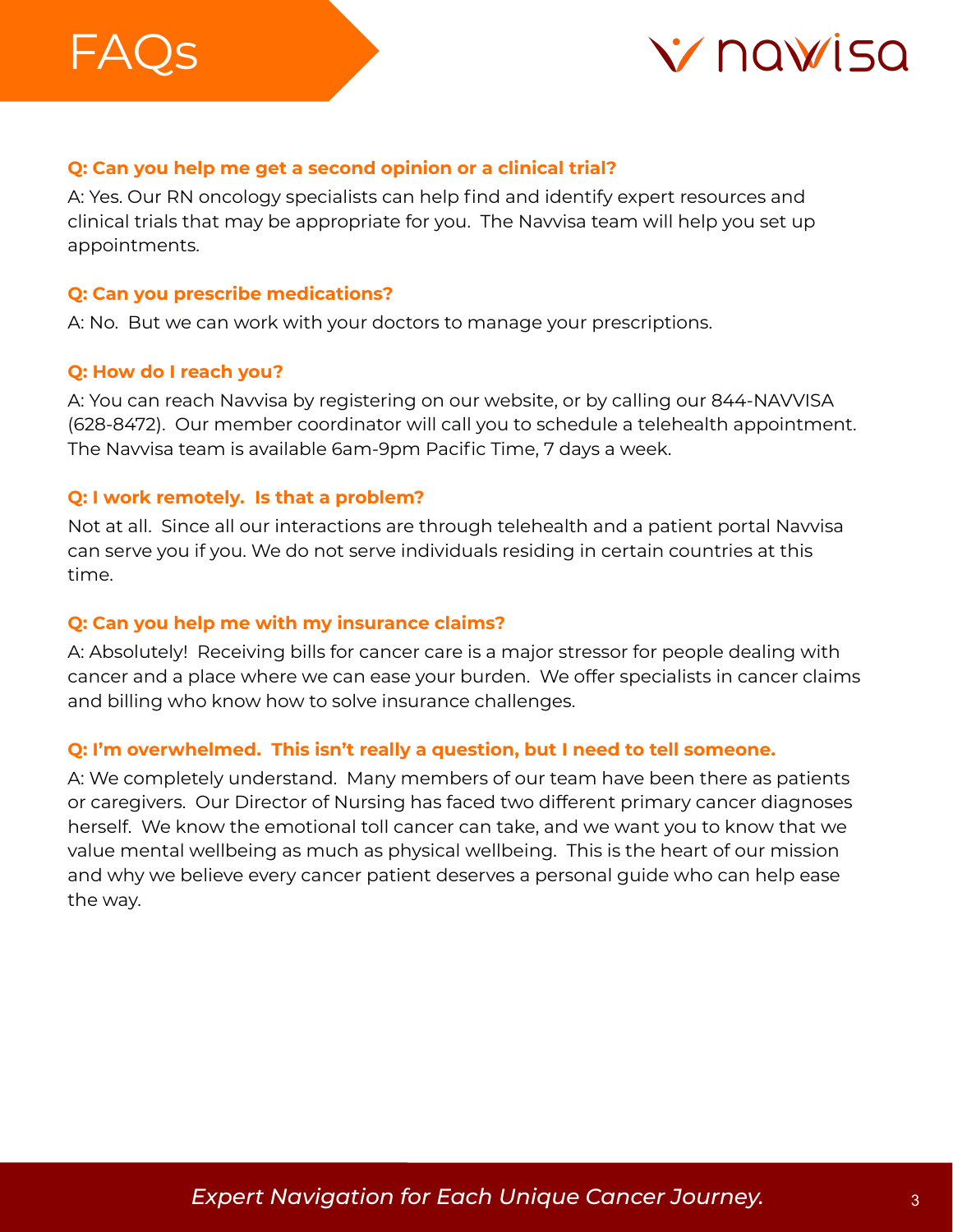# FAQs

**Q: Can you help me get a second opinion or a clinical trial?**

A: Yes. Our RN oncology specialists can help find and identify expert resources and clinical trials that may be appropriate for you. The Navvisa team will help you set up appointments.

**Q: Can you prescribe medications?**

A: No. But we can work with your doctors to manage your prescriptions.

**Q: How do I reach you?**

A: You can reach Navvisa by registering on our website, or by calling our 844-NAVVISA (628-8472). Our member coordinator will call you to schedule a telehealth appointment. The Navvisa team is available 6am-9pm Pacific Time, 7 days a week.

**Q: I work remotely. Is that a problem?**

Not at all. Since all our interactions are through telehealth and a patient portal Navvisa can serve you if you. We do not serve individuals residing in certain countries at this time.

**Q: Can you help me with my insurance claims?**

A: Absolutely! Receiving bills for cancer care is a major stressor for people dealing with cancer and a place where we can ease your burden. We offer specialists in cancer claims and billing who know how to solve insurance challenges.

**Q: I'm overwhelmed. This isn't really a question, but I need to tell someone.**

A: We completely understand. Many members of our team have been there as patients or caregivers. Our Director of Nursing has faced two different primary cancer diagnoses herself. We know the emotional toll cancer can take, and we want you to know that we value mental wellbeing as much as physical wellbeing. This is the heart of our mission and why we believe every cancer patient deserves a personal guide who can help ease the way.